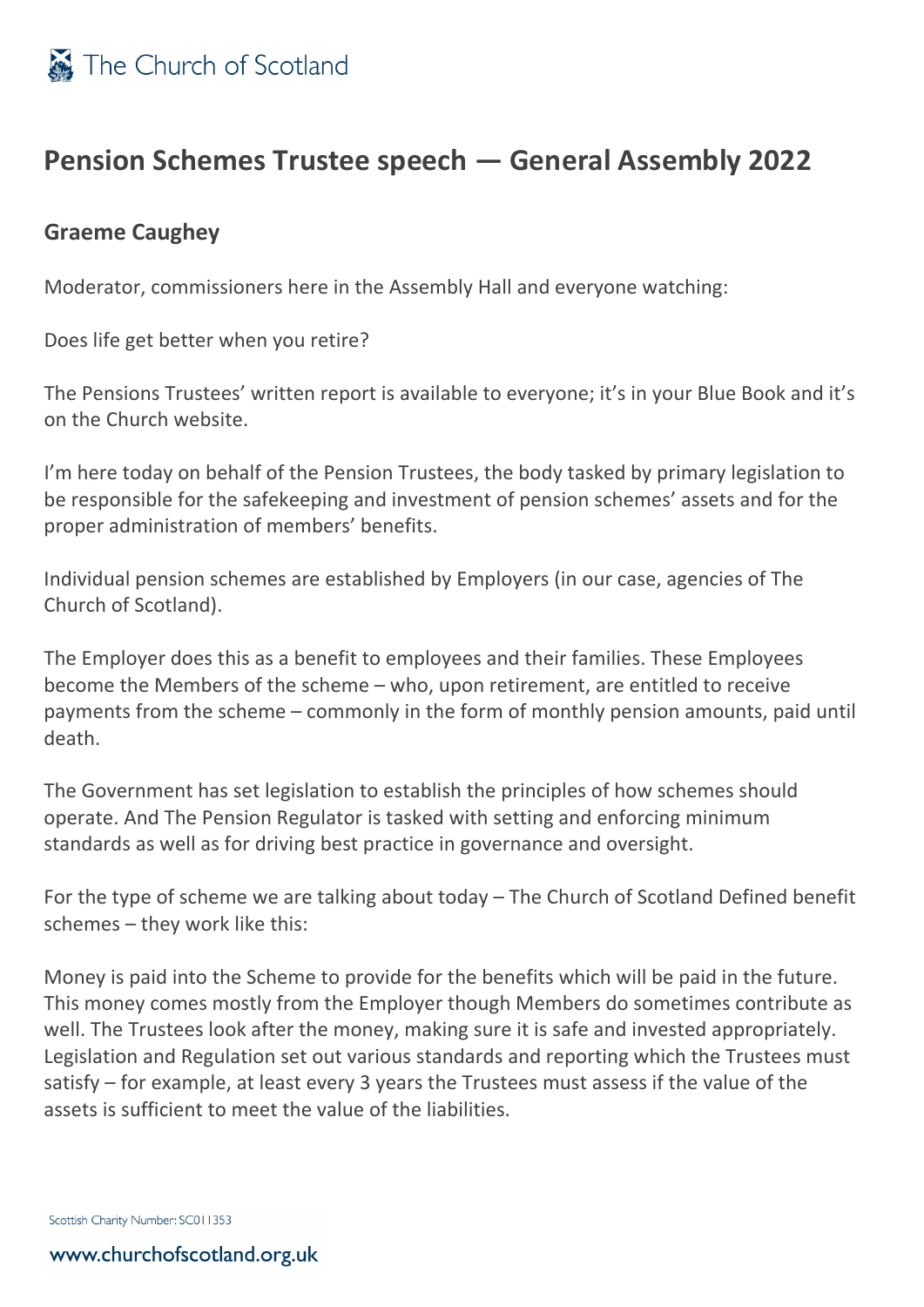# Pension Schemes Trustee speech — General Assembly 2022

### Graeme Caughey

Moderator, commissioners here in the Assembly Hall and everyone watching:

Does life get better when you retire?

The Pensions Trustees' written report is available to everyone; it's in your Blue Book and it's on the Church website.

I'm here today on behalf of the Pension Trustees, the body tasked by primary legislation to be responsible for the safekeeping and investment of pension schemes' assets and for the proper administration of members' benefits.

Individual pension schemes are established by Employers (in our case, agencies of The Church of Scotland).

The Employer does this as a benefit to employees and their families. These Employees become the Members of the scheme – who, upon retirement, are entitled to receive payments from the scheme – commonly in the form of monthly pension amounts, paid until death.

The Government has set legislation to establish the principles of how schemes should operate. And The Pension Regulator is tasked with setting and enforcing minimum standards as well as for driving best practice in governance and oversight.

For the type of scheme we are talking about today – The Church of Scotland Defined benefit schemes – they work like this:

Money is paid into the Scheme to provide for the benefits which will be paid in the future. This money comes mostly from the Employer though Members do sometimes contribute as well. The Trustees look after the money, making sure it is safe and invested appropriately. Legislation and Regulation set out various standards and reporting which the Trustees must satisfy – for example, at least every 3 years the Trustees must assess if the value of the assets is sufficient to meet the value of the liabilities.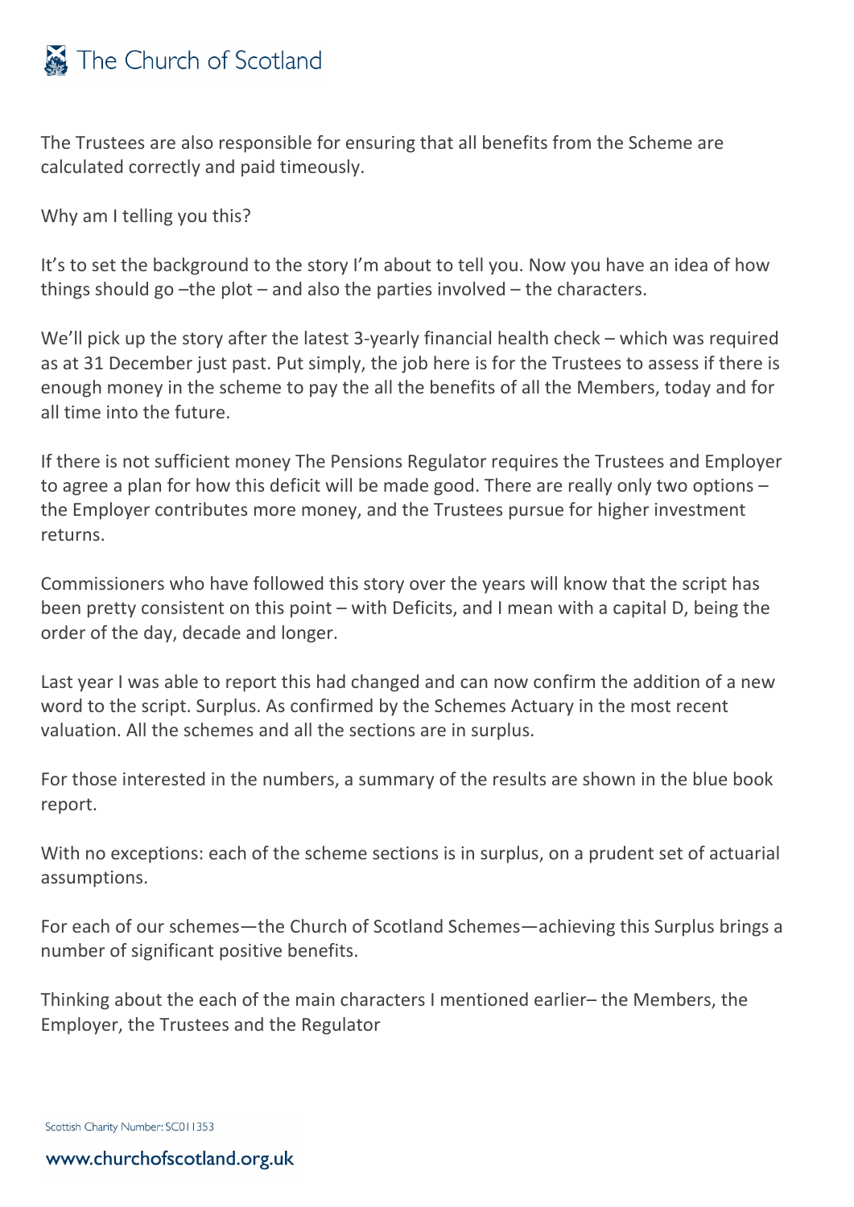The Trustees are also responsible for ensuring that all benefits from the Scheme are calculated correctly and paid timeously.

Why am I telling you this?

It's to set the background to the story I'm about to tell you. Now you have an idea of how things should go –the plot – and also the parties involved – the characters.

We'll pick up the story after the latest 3-yearly financial health check – which was required as at 31 December just past. Put simply, the job here is for the Trustees to assess if there is enough money in the scheme to pay the all the benefits of all the Members, today and for all time into the future.

If there is not sufficient money The Pensions Regulator requires the Trustees and Employer to agree a plan for how this deficit will be made good. There are really only two options – the Employer contributes more money, and the Trustees pursue for higher investment returns.

Commissioners who have followed this story over the years will know that the script has been pretty consistent on this point – with Deficits, and I mean with a capital D, being the order of the day, decade and longer.

Last year I was able to report this had changed and can now confirm the addition of a new word to the script. Surplus. As confirmed by the Schemes Actuary in the most recent valuation. All the schemes and all the sections are in surplus.

For those interested in the numbers, a summary of the results are shown in the blue book report.

With no exceptions: each of the scheme sections is in surplus, on a prudent set of actuarial assumptions.

For each of our schemes—the Church of Scotland Schemes—achieving this Surplus brings a number of significant positive benefits.

Thinking about the each of the main characters I mentioned earlier– the Members, the Employer, the Trustees and the Regulator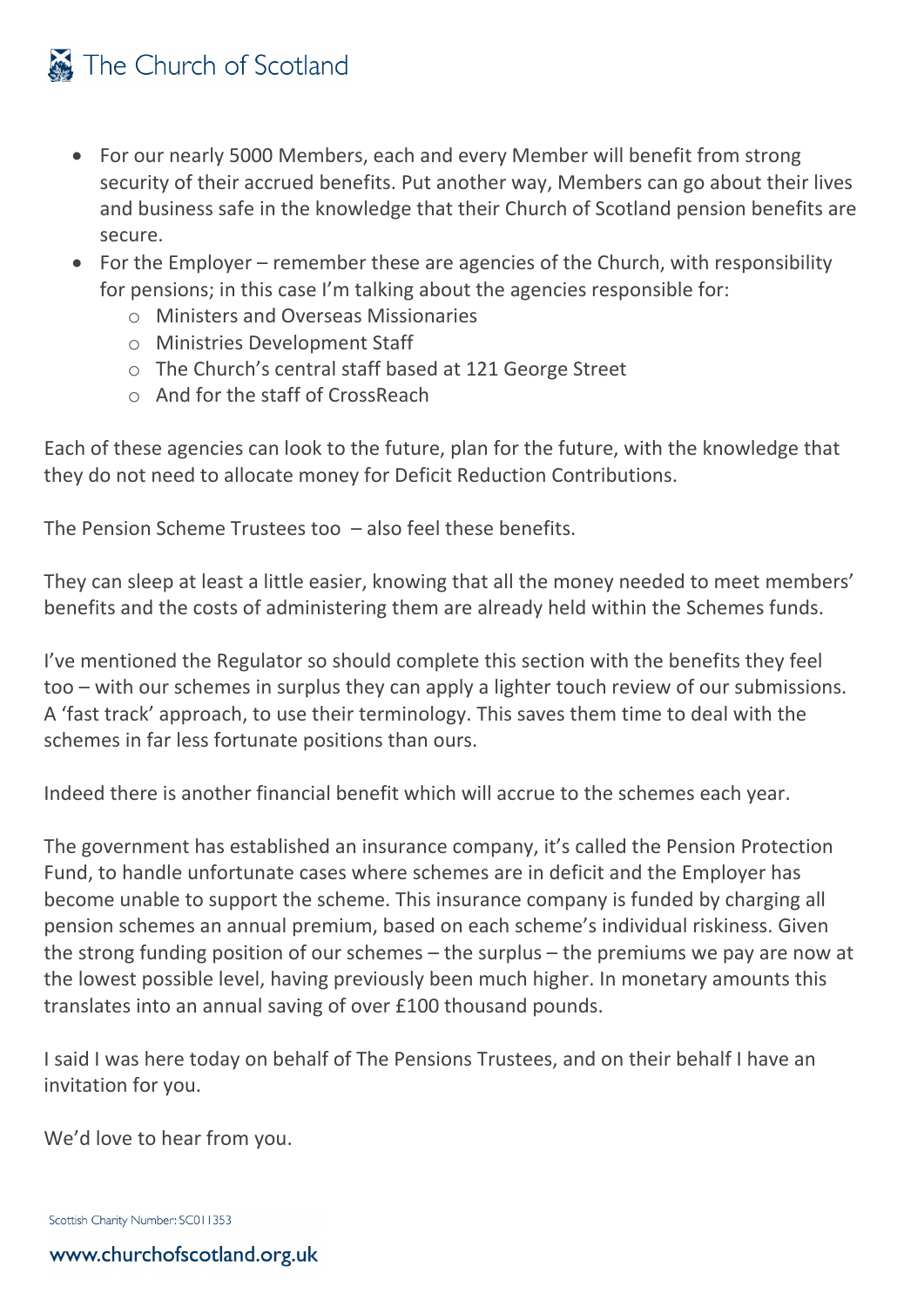- For our nearly 5000 Members, each and every Member will benefit from strong security of their accrued benefits. Put another way, Members can go about their lives and business safe in the knowledge that their Church of Scotland pension benefits are secure.
- For the Employer – remember these are agencies of the Church, with responsibility for pensions; in this case I'm talking about the agencies responsible for:
    - Ministers and Overseas Missionaries
    - Ministries Development Staff
    - The Church's central staff based at 121 George Street
    - And for the staff of CrossReach

Each of these agencies can look to the future, plan for the future, with the knowledge that they do not need to allocate money for Deficit Reduction Contributions.

The Pension Scheme Trustees too – also feel these benefits.

They can sleep at least a little easier, knowing that all the money needed to meet members' benefits and the costs of administering them are already held within the Schemes funds.

I've mentioned the Regulator so should complete this section with the benefits they feel too – with our schemes in surplus they can apply a lighter touch review of our submissions. A 'fast track' approach, to use their terminology. This saves them time to deal with the schemes in far less fortunate positions than ours.

Indeed there is another financial benefit which will accrue to the schemes each year.

The government has established an insurance company, it's called the Pension Protection Fund, to handle unfortunate cases where schemes are in deficit and the Employer has become unable to support the scheme. This insurance company is funded by charging all pension schemes an annual premium, based on each scheme's individual riskiness. Given the strong funding position of our schemes – the surplus – the premiums we pay are now at the lowest possible level, having previously been much higher. In monetary amounts this translates into an annual saving of over £100 thousand pounds.

I said I was here today on behalf of The Pensions Trustees, and on their behalf I have an invitation for you.

We'd love to hear from you.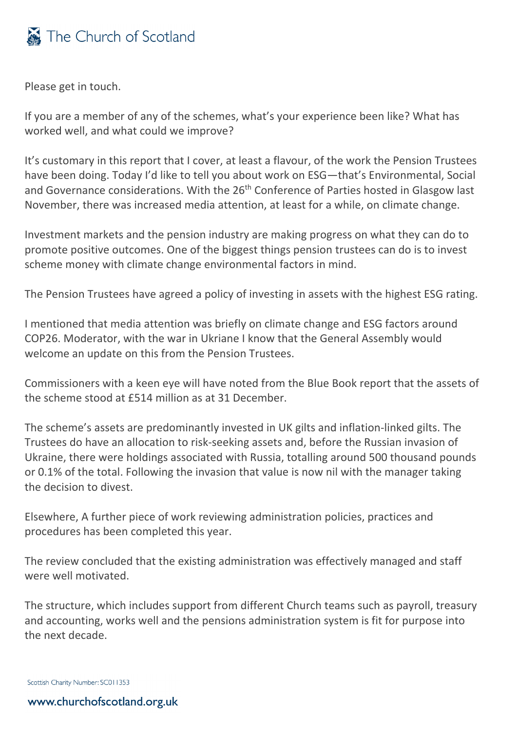Please get in touch.

If you are a member of any of the schemes, what's your experience been like? What has worked well, and what could we improve?

It's customary in this report that I cover, at least a flavour, of the work the Pension Trustees have been doing. Today I'd like to tell you about work on ESG—that's Environmental, Social and Governance considerations. With the 26th Conference of Parties hosted in Glasgow last November, there was increased media attention, at least for a while, on climate change.

Investment markets and the pension industry are making progress on what they can do to promote positive outcomes. One of the biggest things pension trustees can do is to invest scheme money with climate change environmental factors in mind.

The Pension Trustees have agreed a policy of investing in assets with the highest ESG rating.

I mentioned that media attention was briefly on climate change and ESG factors around COP26. Moderator, with the war in Ukriane I know that the General Assembly would welcome an update on this from the Pension Trustees.

Commissioners with a keen eye will have noted from the Blue Book report that the assets of the scheme stood at £514 million as at 31 December.

The scheme's assets are predominantly invested in UK gilts and inflation-linked gilts. The Trustees do have an allocation to risk-seeking assets and, before the Russian invasion of Ukraine, there were holdings associated with Russia, totalling around 500 thousand pounds or 0.1% of the total. Following the invasion that value is now nil with the manager taking the decision to divest.

Elsewhere, A further piece of work reviewing administration policies, practices and procedures has been completed this year.

The review concluded that the existing administration was effectively managed and staff were well motivated.

The structure, which includes support from different Church teams such as payroll, treasury and accounting, works well and the pensions administration system is fit for purpose into the next decade.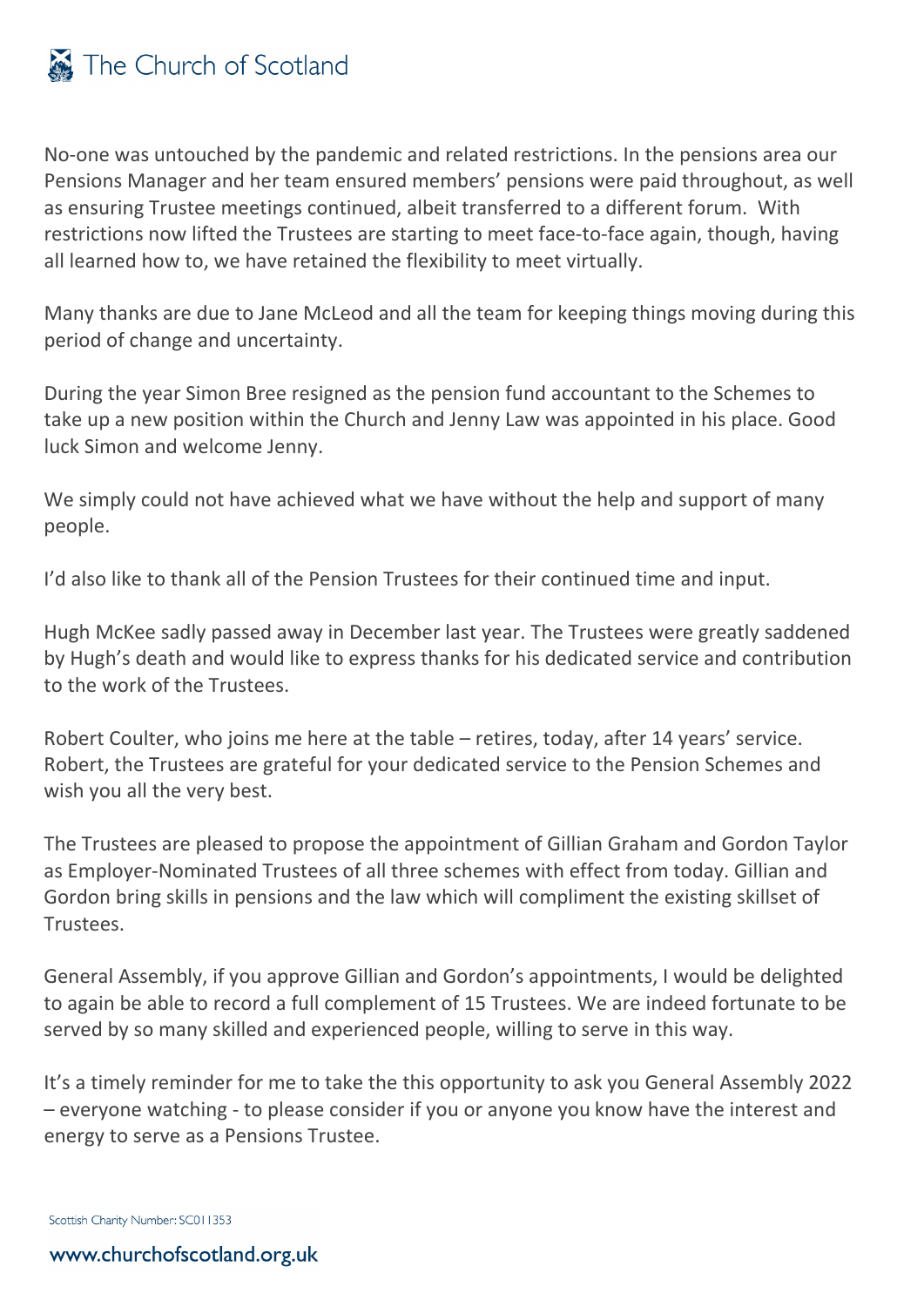No-one was untouched by the pandemic and related restrictions. In the pensions area our Pensions Manager and her team ensured members' pensions were paid throughout, as well as ensuring Trustee meetings continued, albeit transferred to a different forum. With restrictions now lifted the Trustees are starting to meet face-to-face again, though, having all learned how to, we have retained the flexibility to meet virtually.

Many thanks are due to Jane McLeod and all the team for keeping things moving during this period of change and uncertainty.

During the year Simon Bree resigned as the pension fund accountant to the Schemes to take up a new position within the Church and Jenny Law was appointed in his place. Good luck Simon and welcome Jenny.

We simply could not have achieved what we have without the help and support of many people.

I'd also like to thank all of the Pension Trustees for their continued time and input.

Hugh McKee sadly passed away in December last year. The Trustees were greatly saddened by Hugh's death and would like to express thanks for his dedicated service and contribution to the work of the Trustees.

Robert Coulter, who joins me here at the table – retires, today, after 14 years' service. Robert, the Trustees are grateful for your dedicated service to the Pension Schemes and wish you all the very best.

The Trustees are pleased to propose the appointment of Gillian Graham and Gordon Taylor as Employer-Nominated Trustees of all three schemes with effect from today. Gillian and Gordon bring skills in pensions and the law which will compliment the existing skillset of Trustees.

General Assembly, if you approve Gillian and Gordon's appointments, I would be delighted to again be able to record a full complement of 15 Trustees. We are indeed fortunate to be served by so many skilled and experienced people, willing to serve in this way.

It's a timely reminder for me to take the this opportunity to ask you General Assembly 2022 – everyone watching - to please consider if you or anyone you know have the interest and energy to serve as a Pensions Trustee.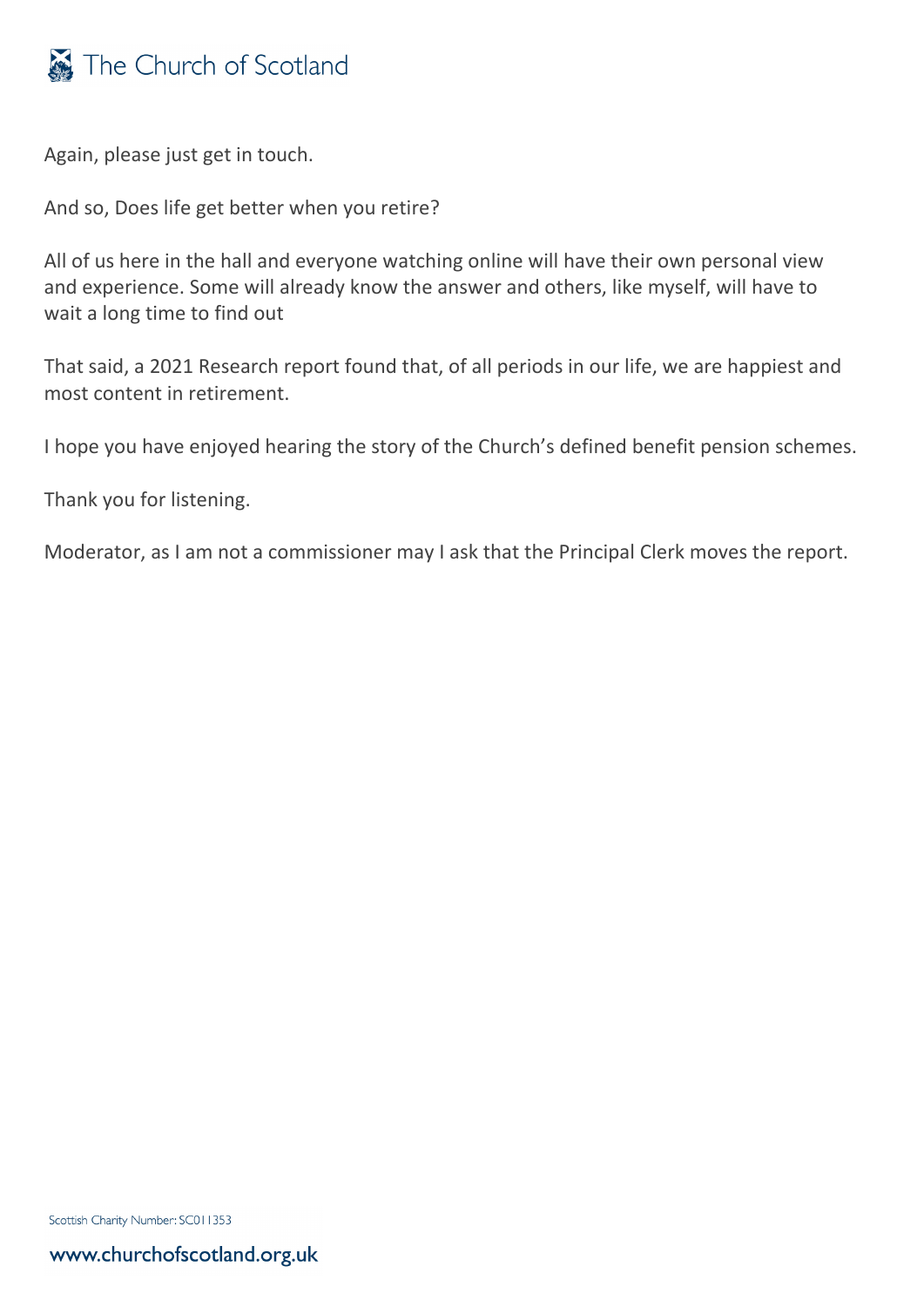Again, please just get in touch.

And so, Does life get better when you retire?

All of us here in the hall and everyone watching online will have their own personal view and experience. Some will already know the answer and others, like myself, will have to wait a long time to find out

That said, a 2021 Research report found that, of all periods in our life, we are happiest and most content in retirement.

I hope you have enjoyed hearing the story of the Church's defined benefit pension schemes.

Thank you for listening.

Moderator, as I am not a commissioner may I ask that the Principal Clerk moves the report.